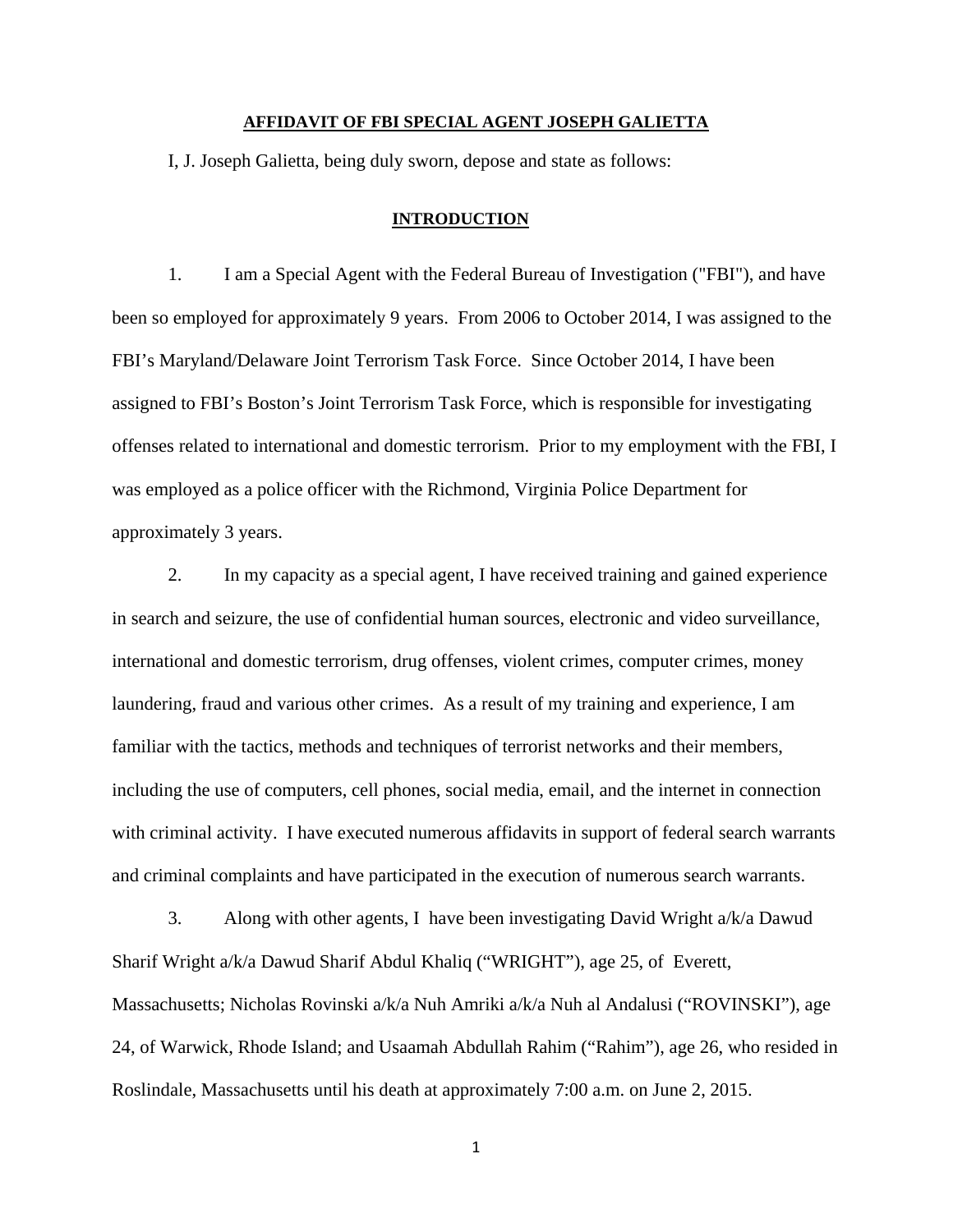**AFFIDAVIT OF FBI SPECIAL AGENT JOSEPH GALIETTA**

I, J. Joseph Galietta, being duly sworn, depose and state as follows:

**INTRODUCTION**

1. I am a Special Agent with the Federal Bureau of Investigation ("FBI"), and have been so employed for approximately 9 years. From 2006 to October 2014, I was assigned to the FBI's Maryland/Delaware Joint Terrorism Task Force. Since October 2014, I have been assigned to FBI's Boston's Joint Terrorism Task Force, which is responsible for investigating offenses related to international and domestic terrorism. Prior to my employment with the FBI, I was employed as a police officer with the Richmond, Virginia Police Department for approximately 3 years.

2. In my capacity as a special agent, I have received training and gained experience in search and seizure, the use of confidential human sources, electronic and video surveillance, international and domestic terrorism, drug offenses, violent crimes, computer crimes, money laundering, fraud and various other crimes. As a result of my training and experience, I am familiar with the tactics, methods and techniques of terrorist networks and their members, including the use of computers, cell phones, social media, email, and the internet in connection with criminal activity. I have executed numerous affidavits in support of federal search warrants and criminal complaints and have participated in the execution of numerous search warrants.

3. Along with other agents, I have been investigating David Wright a/k/a Dawud Sharif Wright a/k/a Dawud Sharif Abdul Khaliq ("WRIGHT"), age 25, of Everett, Massachusetts; Nicholas Rovinski a/k/a Nuh Amriki a/k/a Nuh al Andalusi ("ROVINSKI"), age 24, of Warwick, Rhode Island; and Usaamah Abdullah Rahim ("Rahim"), age 26, who resided in Roslindale, Massachusetts until his death at approximately 7:00 a.m. on June 2, 2015.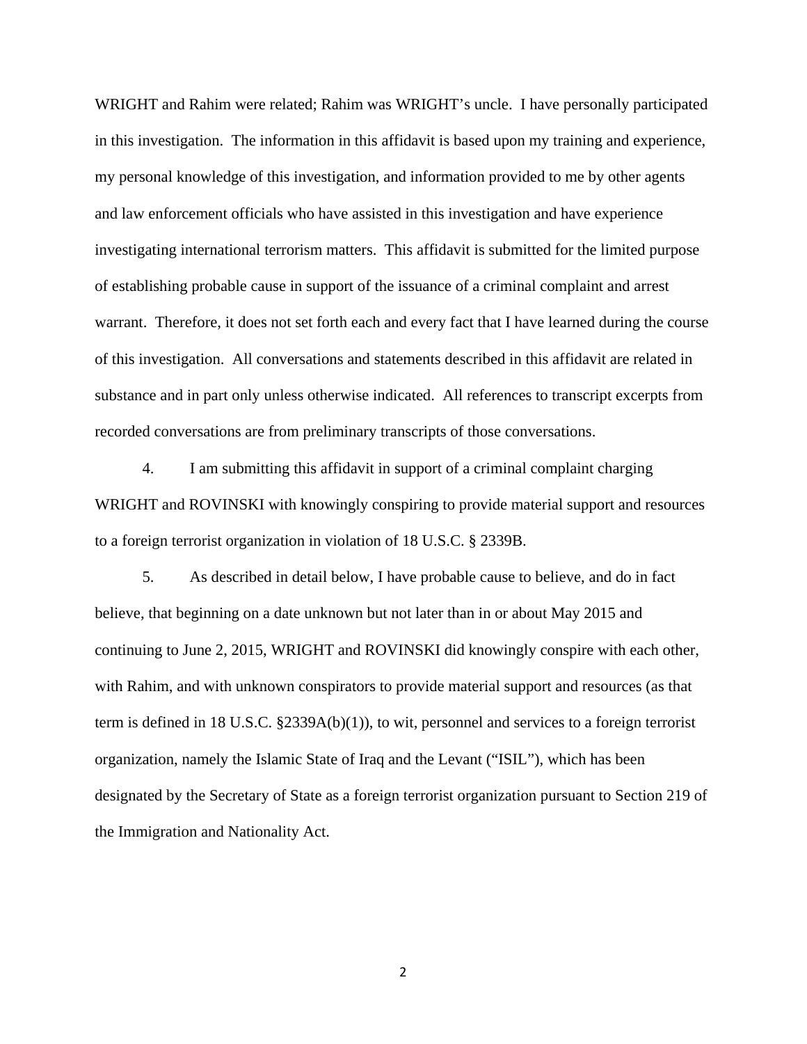WRIGHT and Rahim were related; Rahim was WRIGHT's uncle. I have personally participated in this investigation. The information in this affidavit is based upon my training and experience, my personal knowledge of this investigation, and information provided to me by other agents and law enforcement officials who have assisted in this investigation and have experience investigating international terrorism matters. This affidavit is submitted for the limited purpose of establishing probable cause in support of the issuance of a criminal complaint and arrest warrant. Therefore, it does not set forth each and every fact that I have learned during the course of this investigation. All conversations and statements described in this affidavit are related in substance and in part only unless otherwise indicated. All references to transcript excerpts from recorded conversations are from preliminary transcripts of those conversations.

4. I am submitting this affidavit in support of a criminal complaint charging WRIGHT and ROVINSKI with knowingly conspiring to provide material support and resources to a foreign terrorist organization in violation of 18 U.S.C. § 2339B.

5. As described in detail below, I have probable cause to believe, and do in fact believe, that beginning on a date unknown but not later than in or about May 2015 and continuing to June 2, 2015, WRIGHT and ROVINSKI did knowingly conspire with each other, with Rahim, and with unknown conspirators to provide material support and resources (as that term is defined in 18 U.S.C. §2339A(b)(1)), to wit, personnel and services to a foreign terrorist organization, namely the Islamic State of Iraq and the Levant ("ISIL"), which has been designated by the Secretary of State as a foreign terrorist organization pursuant to Section 219 of the Immigration and Nationality Act.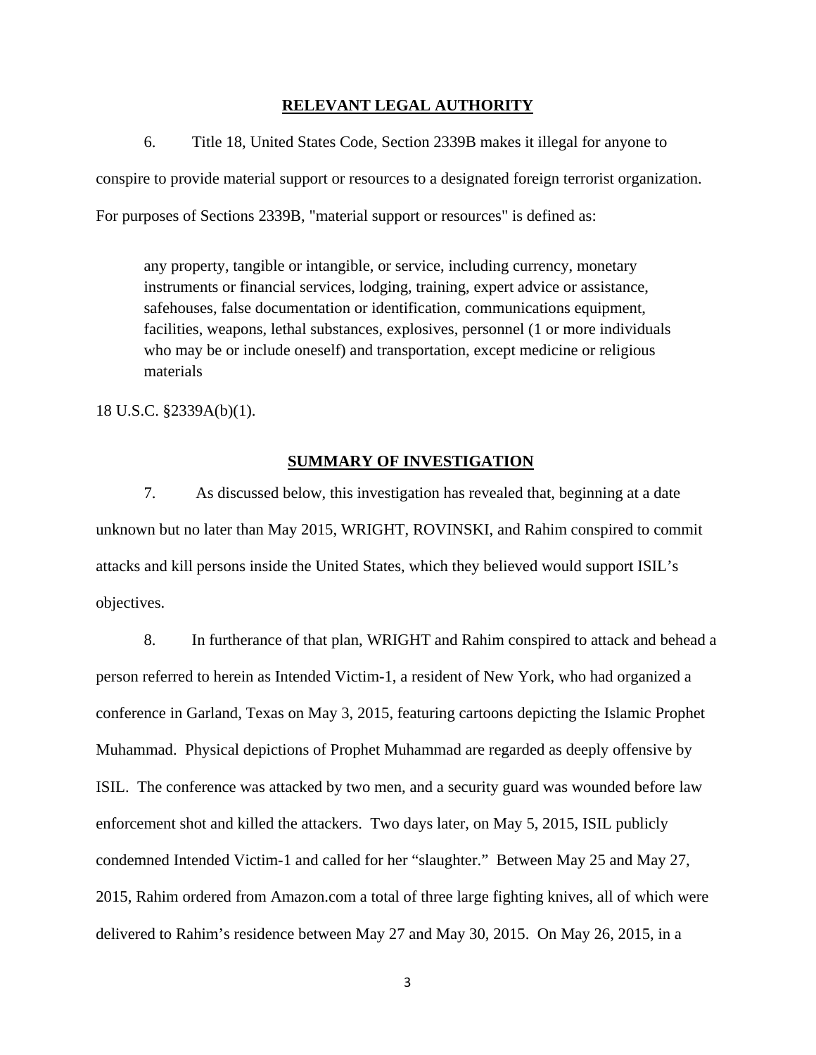## RELEVANT LEGAL AUTHORITY

6. Title 18, United States Code, Section 2339B makes it illegal for anyone to conspire to provide material support or resources to a designated foreign terrorist organization. For purposes of Sections 2339B, "material support or resources" is defined as:

> any property, tangible or intangible, or service, including currency, monetary instruments or financial services, lodging, training, expert advice or assistance, safehouses, false documentation or identification, communications equipment, facilities, weapons, lethal substances, explosives, personnel (1 or more individuals who may be or include oneself) and transportation, except medicine or religious materials

18 U.S.C. §2339A(b)(1).

## SUMMARY OF INVESTIGATION

7. As discussed below, this investigation has revealed that, beginning at a date unknown but no later than May 2015, WRIGHT, ROVINSKI, and Rahim conspired to commit attacks and kill persons inside the United States, which they believed would support ISIL's objectives.

8. In furtherance of that plan, WRIGHT and Rahim conspired to attack and behead a person referred to herein as Intended Victim-1, a resident of New York, who had organized a conference in Garland, Texas on May 3, 2015, featuring cartoons depicting the Islamic Prophet Muhammad. Physical depictions of Prophet Muhammad are regarded as deeply offensive by ISIL. The conference was attacked by two men, and a security guard was wounded before law enforcement shot and killed the attackers. Two days later, on May 5, 2015, ISIL publicly condemned Intended Victim-1 and called for her "slaughter." Between May 25 and May 27, 2015, Rahim ordered from Amazon.com a total of three large fighting knives, all of which were delivered to Rahim's residence between May 27 and May 30, 2015. On May 26, 2015, in a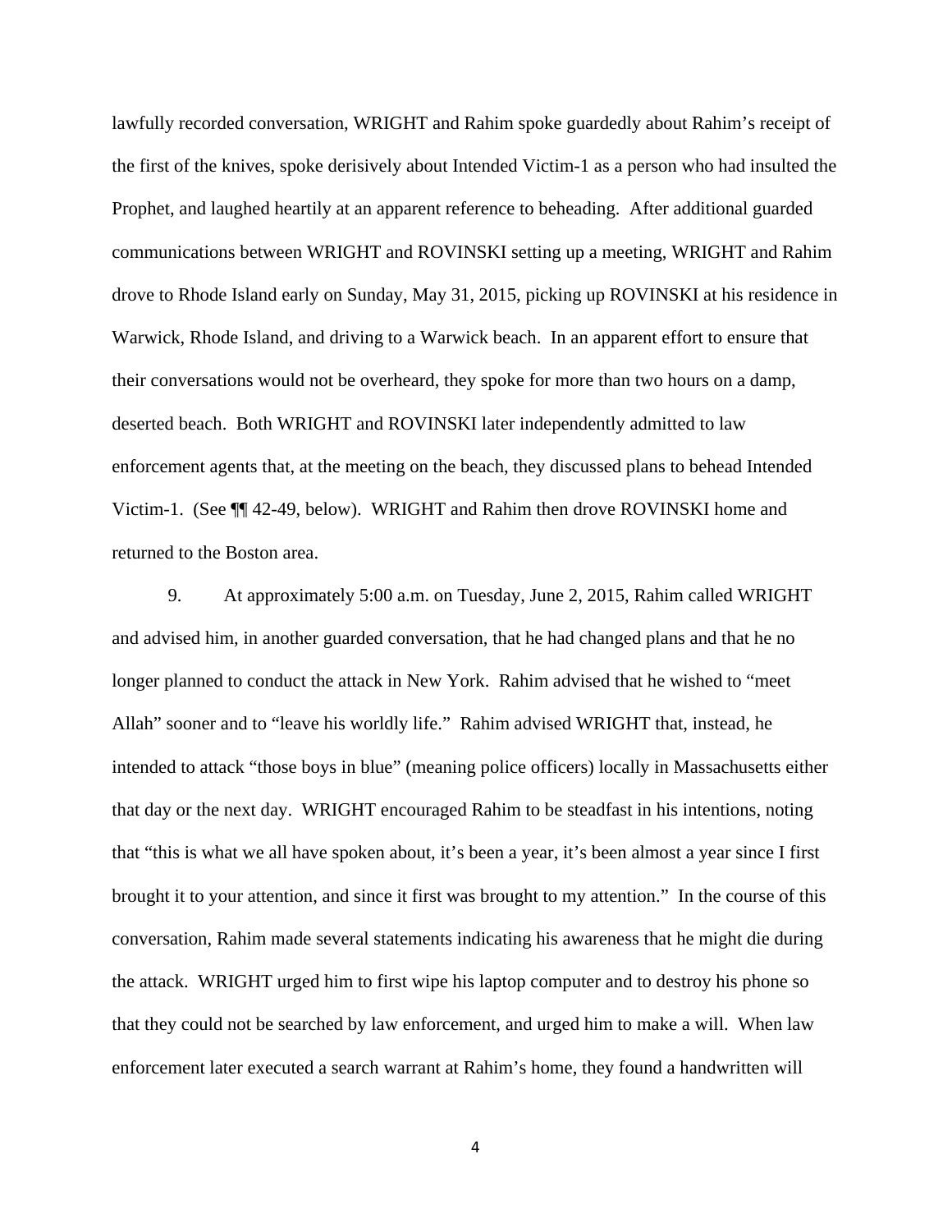lawfully recorded conversation, WRIGHT and Rahim spoke guardedly about Rahim's receipt of the first of the knives, spoke derisively about Intended Victim-1 as a person who had insulted the Prophet, and laughed heartily at an apparent reference to beheading. After additional guarded communications between WRIGHT and ROVINSKI setting up a meeting, WRIGHT and Rahim drove to Rhode Island early on Sunday, May 31, 2015, picking up ROVINSKI at his residence in Warwick, Rhode Island, and driving to a Warwick beach. In an apparent effort to ensure that their conversations would not be overheard, they spoke for more than two hours on a damp, deserted beach. Both WRIGHT and ROVINSKI later independently admitted to law enforcement agents that, at the meeting on the beach, they discussed plans to behead Intended Victim-1. (See ¶¶ 42-49, below). WRIGHT and Rahim then drove ROVINSKI home and returned to the Boston area.

9. At approximately 5:00 a.m. on Tuesday, June 2, 2015, Rahim called WRIGHT and advised him, in another guarded conversation, that he had changed plans and that he no longer planned to conduct the attack in New York. Rahim advised that he wished to "meet Allah" sooner and to "leave his worldly life." Rahim advised WRIGHT that, instead, he intended to attack "those boys in blue" (meaning police officers) locally in Massachusetts either that day or the next day. WRIGHT encouraged Rahim to be steadfast in his intentions, noting that "this is what we all have spoken about, it's been a year, it's been almost a year since I first brought it to your attention, and since it first was brought to my attention." In the course of this conversation, Rahim made several statements indicating his awareness that he might die during the attack. WRIGHT urged him to first wipe his laptop computer and to destroy his phone so that they could not be searched by law enforcement, and urged him to make a will. When law enforcement later executed a search warrant at Rahim's home, they found a handwritten will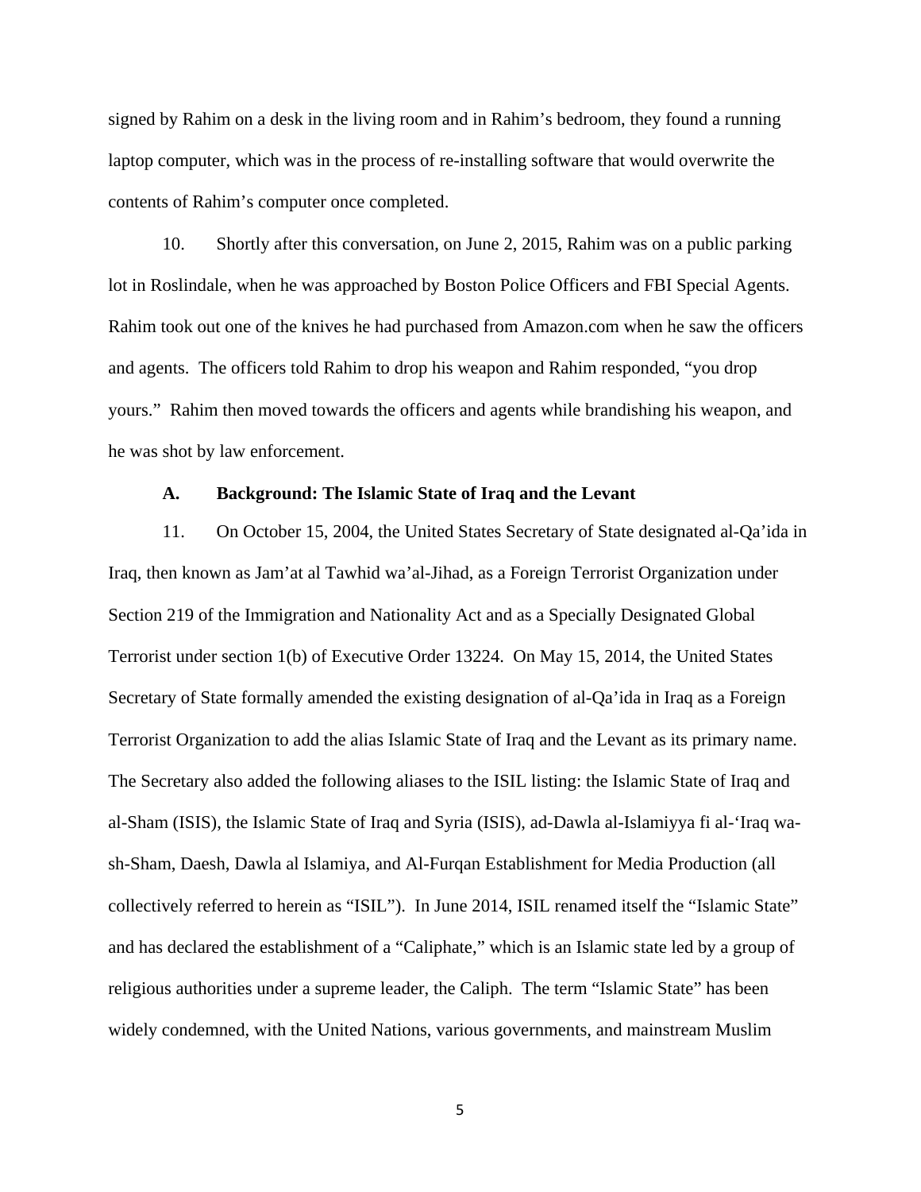signed by Rahim on a desk in the living room and in Rahim's bedroom, they found a running laptop computer, which was in the process of re-installing software that would overwrite the contents of Rahim's computer once completed.

10. Shortly after this conversation, on June 2, 2015, Rahim was on a public parking lot in Roslindale, when he was approached by Boston Police Officers and FBI Special Agents. Rahim took out one of the knives he had purchased from Amazon.com when he saw the officers and agents. The officers told Rahim to drop his weapon and Rahim responded, "you drop yours." Rahim then moved towards the officers and agents while brandishing his weapon, and he was shot by law enforcement.

**A. Background: The Islamic State of Iraq and the Levant**

11. On October 15, 2004, the United States Secretary of State designated al-Qa'ida in Iraq, then known as Jam'at al Tawhid wa'al-Jihad, as a Foreign Terrorist Organization under Section 219 of the Immigration and Nationality Act and as a Specially Designated Global Terrorist under section 1(b) of Executive Order 13224. On May 15, 2014, the United States Secretary of State formally amended the existing designation of al-Qa'ida in Iraq as a Foreign Terrorist Organization to add the alias Islamic State of Iraq and the Levant as its primary name. The Secretary also added the following aliases to the ISIL listing: the Islamic State of Iraq and al-Sham (ISIS), the Islamic State of Iraq and Syria (ISIS), ad-Dawla al-Islamiyya fi al-'Iraq wa-sh-Sham, Daesh, Dawla al Islamiya, and Al-Furqan Establishment for Media Production (all collectively referred to herein as "ISIL"). In June 2014, ISIL renamed itself the "Islamic State" and has declared the establishment of a "Caliphate," which is an Islamic state led by a group of religious authorities under a supreme leader, the Caliph. The term "Islamic State" has been widely condemned, with the United Nations, various governments, and mainstream Muslim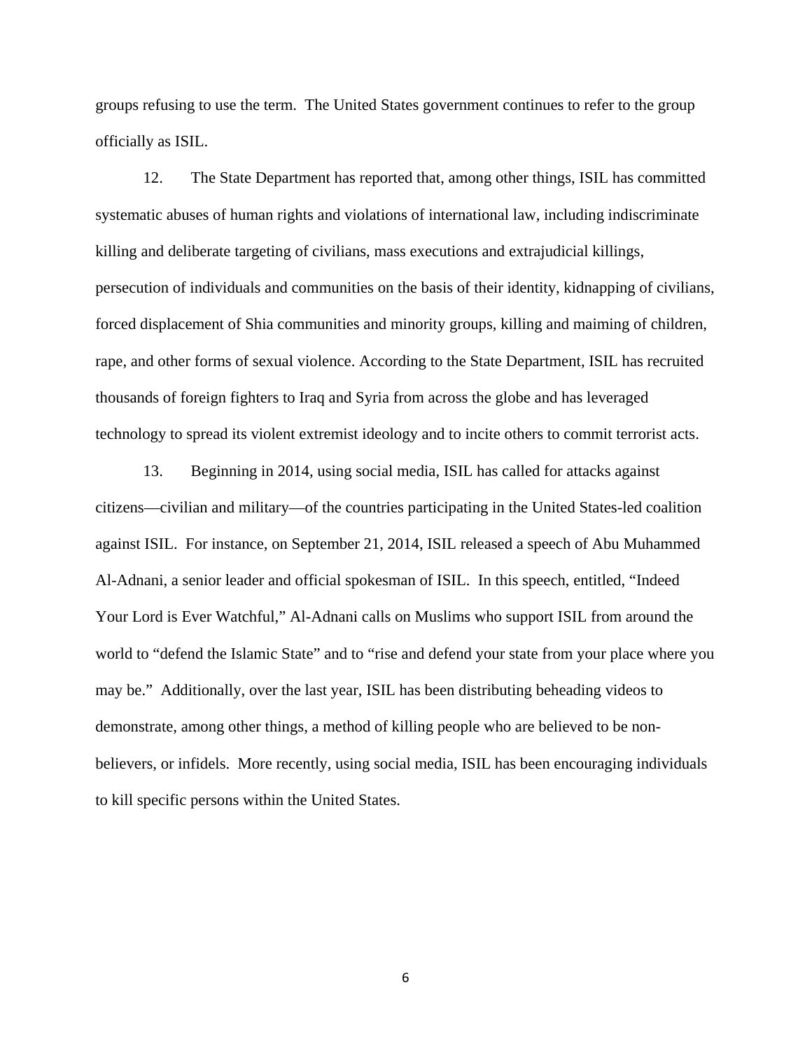groups refusing to use the term. The United States government continues to refer to the group officially as ISIL.

12. The State Department has reported that, among other things, ISIL has committed systematic abuses of human rights and violations of international law, including indiscriminate killing and deliberate targeting of civilians, mass executions and extrajudicial killings, persecution of individuals and communities on the basis of their identity, kidnapping of civilians, forced displacement of Shia communities and minority groups, killing and maiming of children, rape, and other forms of sexual violence. According to the State Department, ISIL has recruited thousands of foreign fighters to Iraq and Syria from across the globe and has leveraged technology to spread its violent extremist ideology and to incite others to commit terrorist acts.

13. Beginning in 2014, using social media, ISIL has called for attacks against citizens—civilian and military—of the countries participating in the United States-led coalition against ISIL. For instance, on September 21, 2014, ISIL released a speech of Abu Muhammed Al-Adnani, a senior leader and official spokesman of ISIL. In this speech, entitled, "Indeed Your Lord is Ever Watchful," Al-Adnani calls on Muslims who support ISIL from around the world to "defend the Islamic State" and to "rise and defend your state from your place where you may be." Additionally, over the last year, ISIL has been distributing beheading videos to demonstrate, among other things, a method of killing people who are believed to be non-believers, or infidels. More recently, using social media, ISIL has been encouraging individuals to kill specific persons within the United States.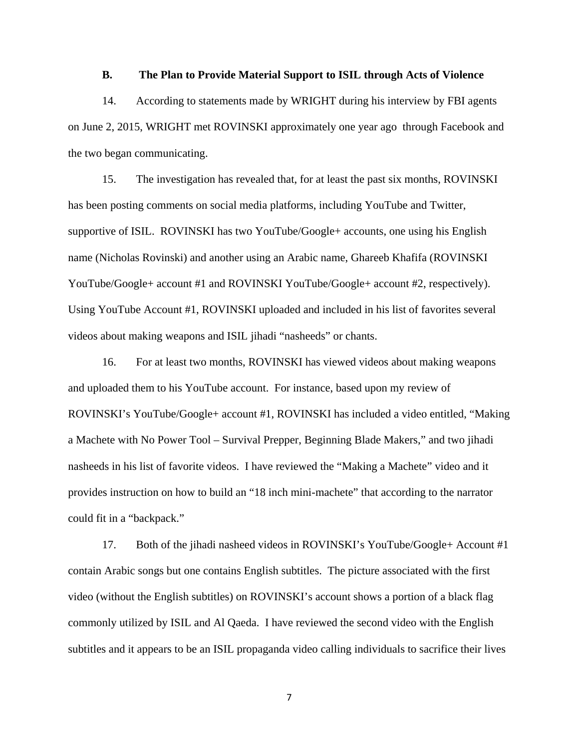### B. The Plan to Provide Material Support to ISIL through Acts of Violence

14. According to statements made by WRIGHT during his interview by FBI agents on June 2, 2015, WRIGHT met ROVINSKI approximately one year ago through Facebook and the two began communicating.

15. The investigation has revealed that, for at least the past six months, ROVINSKI has been posting comments on social media platforms, including YouTube and Twitter, supportive of ISIL. ROVINSKI has two YouTube/Google+ accounts, one using his English name (Nicholas Rovinski) and another using an Arabic name, Ghareeb Khafifa (ROVINSKI YouTube/Google+ account #1 and ROVINSKI YouTube/Google+ account #2, respectively). Using YouTube Account #1, ROVINSKI uploaded and included in his list of favorites several videos about making weapons and ISIL jihadi "nasheeds" or chants.

16. For at least two months, ROVINSKI has viewed videos about making weapons and uploaded them to his YouTube account. For instance, based upon my review of ROVINSKI's YouTube/Google+ account #1, ROVINSKI has included a video entitled, "Making a Machete with No Power Tool – Survival Prepper, Beginning Blade Makers," and two jihadi nasheeds in his list of favorite videos. I have reviewed the "Making a Machete" video and it provides instruction on how to build an "18 inch mini-machete" that according to the narrator could fit in a "backpack."

17. Both of the jihadi nasheed videos in ROVINSKI's YouTube/Google+ Account #1 contain Arabic songs but one contains English subtitles. The picture associated with the first video (without the English subtitles) on ROVINSKI's account shows a portion of a black flag commonly utilized by ISIL and Al Qaeda. I have reviewed the second video with the English subtitles and it appears to be an ISIL propaganda video calling individuals to sacrifice their lives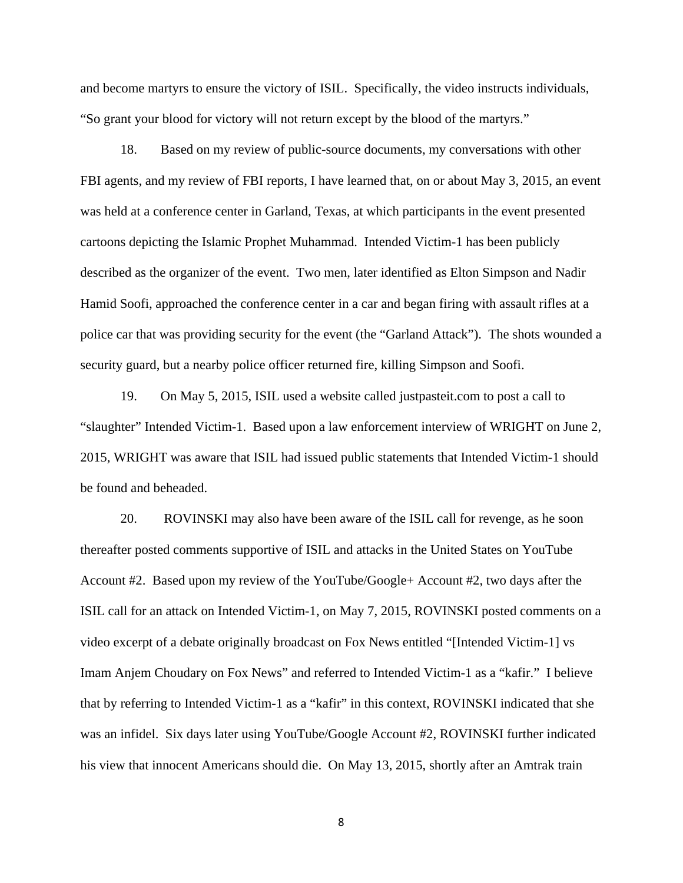and become martyrs to ensure the victory of ISIL. Specifically, the video instructs individuals, "So grant your blood for victory will not return except by the blood of the martyrs."

18. Based on my review of public-source documents, my conversations with other FBI agents, and my review of FBI reports, I have learned that, on or about May 3, 2015, an event was held at a conference center in Garland, Texas, at which participants in the event presented cartoons depicting the Islamic Prophet Muhammad. Intended Victim-1 has been publicly described as the organizer of the event. Two men, later identified as Elton Simpson and Nadir Hamid Soofi, approached the conference center in a car and began firing with assault rifles at a police car that was providing security for the event (the "Garland Attack"). The shots wounded a security guard, but a nearby police officer returned fire, killing Simpson and Soofi.

19. On May 5, 2015, ISIL used a website called justpasteit.com to post a call to "slaughter" Intended Victim-1. Based upon a law enforcement interview of WRIGHT on June 2, 2015, WRIGHT was aware that ISIL had issued public statements that Intended Victim-1 should be found and beheaded.

20. ROVINSKI may also have been aware of the ISIL call for revenge, as he soon thereafter posted comments supportive of ISIL and attacks in the United States on YouTube Account #2. Based upon my review of the YouTube/Google+ Account #2, two days after the ISIL call for an attack on Intended Victim-1, on May 7, 2015, ROVINSKI posted comments on a video excerpt of a debate originally broadcast on Fox News entitled "[Intended Victim-1] vs Imam Anjem Choudary on Fox News" and referred to Intended Victim-1 as a "kafir." I believe that by referring to Intended Victim-1 as a "kafir" in this context, ROVINSKI indicated that she was an infidel. Six days later using YouTube/Google Account #2, ROVINSKI further indicated his view that innocent Americans should die. On May 13, 2015, shortly after an Amtrak train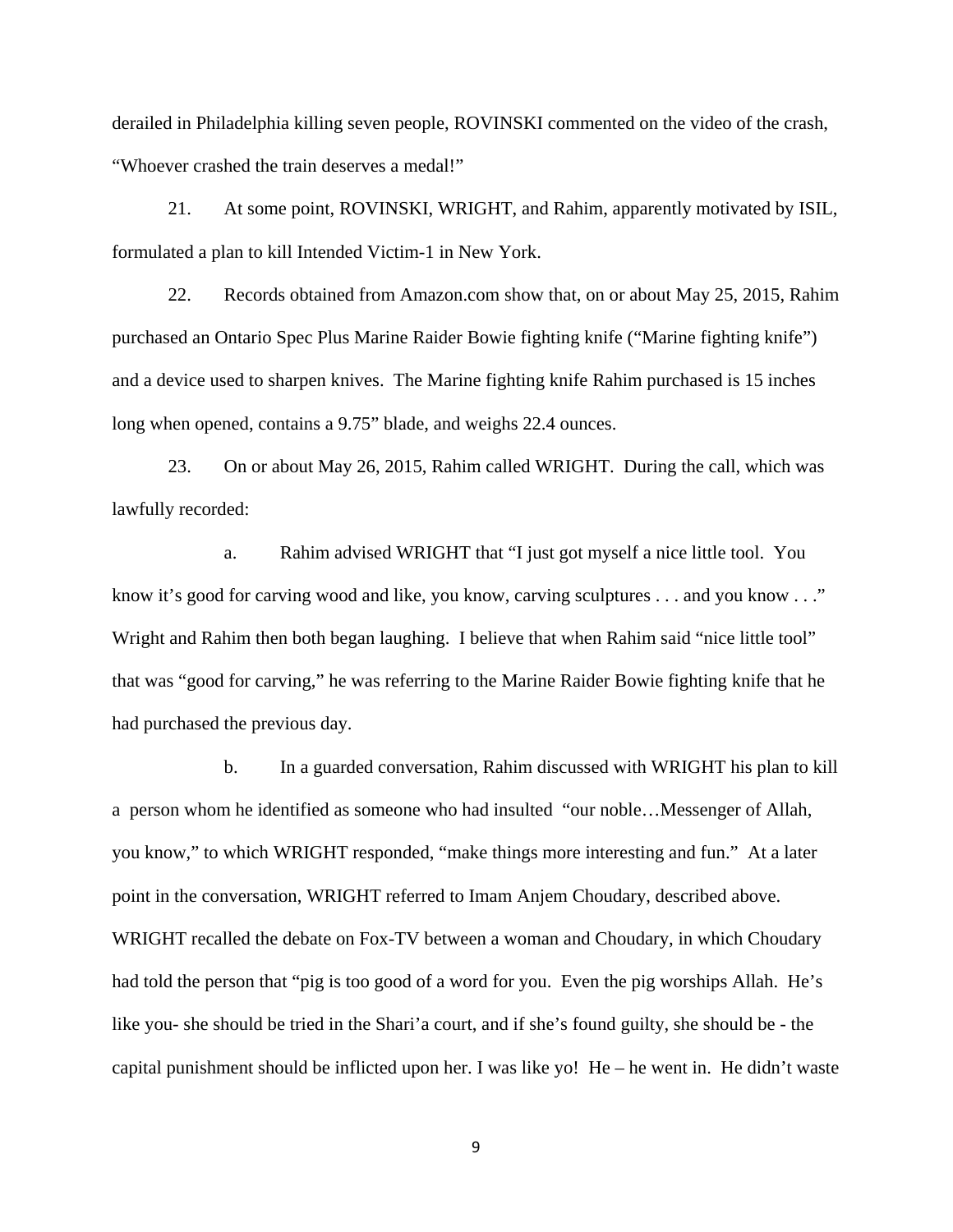derailed in Philadelphia killing seven people, ROVINSKI commented on the video of the crash, "Whoever crashed the train deserves a medal!"

21. At some point, ROVINSKI, WRIGHT, and Rahim, apparently motivated by ISIL, formulated a plan to kill Intended Victim-1 in New York.

22. Records obtained from Amazon.com show that, on or about May 25, 2015, Rahim purchased an Ontario Spec Plus Marine Raider Bowie fighting knife ("Marine fighting knife") and a device used to sharpen knives. The Marine fighting knife Rahim purchased is 15 inches long when opened, contains a 9.75" blade, and weighs 22.4 ounces.

23. On or about May 26, 2015, Rahim called WRIGHT. During the call, which was lawfully recorded:

a. Rahim advised WRIGHT that "I just got myself a nice little tool. You know it's good for carving wood and like, you know, carving sculptures . . . and you know . . ." Wright and Rahim then both began laughing. I believe that when Rahim said "nice little tool" that was "good for carving," he was referring to the Marine Raider Bowie fighting knife that he had purchased the previous day.

b. In a guarded conversation, Rahim discussed with WRIGHT his plan to kill a person whom he identified as someone who had insulted "our noble…Messenger of Allah, you know," to which WRIGHT responded, "make things more interesting and fun." At a later point in the conversation, WRIGHT referred to Imam Anjem Choudary, described above. WRIGHT recalled the debate on Fox-TV between a woman and Choudary, in which Choudary had told the person that "pig is too good of a word for you. Even the pig worships Allah. He's like you- she should be tried in the Shari'a court, and if she's found guilty, she should be - the capital punishment should be inflicted upon her. I was like yo! He – he went in. He didn't waste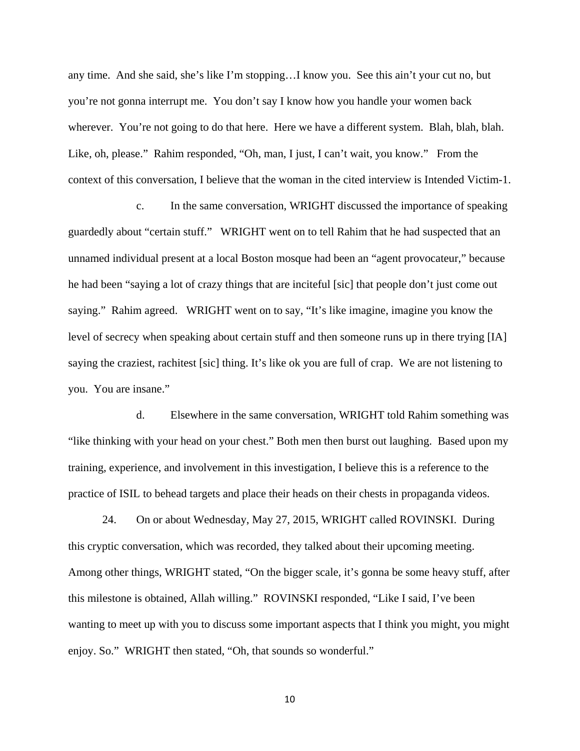any time. And she said, she's like I'm stopping…I know you. See this ain't your cut no, but you're not gonna interrupt me. You don't say I know how you handle your women back wherever. You're not going to do that here. Here we have a different system. Blah, blah, blah. Like, oh, please." Rahim responded, "Oh, man, I just, I can't wait, you know." From the context of this conversation, I believe that the woman in the cited interview is Intended Victim-1.

c. In the same conversation, WRIGHT discussed the importance of speaking guardedly about "certain stuff." WRIGHT went on to tell Rahim that he had suspected that an unnamed individual present at a local Boston mosque had been an "agent provocateur," because he had been "saying a lot of crazy things that are inciteful [sic] that people don't just come out saying." Rahim agreed. WRIGHT went on to say, "It's like imagine, imagine you know the level of secrecy when speaking about certain stuff and then someone runs up in there trying [IA] saying the craziest, rachitest [sic] thing. It's like ok you are full of crap. We are not listening to you. You are insane."

d. Elsewhere in the same conversation, WRIGHT told Rahim something was "like thinking with your head on your chest." Both men then burst out laughing. Based upon my training, experience, and involvement in this investigation, I believe this is a reference to the practice of ISIL to behead targets and place their heads on their chests in propaganda videos.

24. On or about Wednesday, May 27, 2015, WRIGHT called ROVINSKI. During this cryptic conversation, which was recorded, they talked about their upcoming meeting. Among other things, WRIGHT stated, "On the bigger scale, it's gonna be some heavy stuff, after this milestone is obtained, Allah willing." ROVINSKI responded, "Like I said, I've been wanting to meet up with you to discuss some important aspects that I think you might, you might enjoy. So." WRIGHT then stated, "Oh, that sounds so wonderful."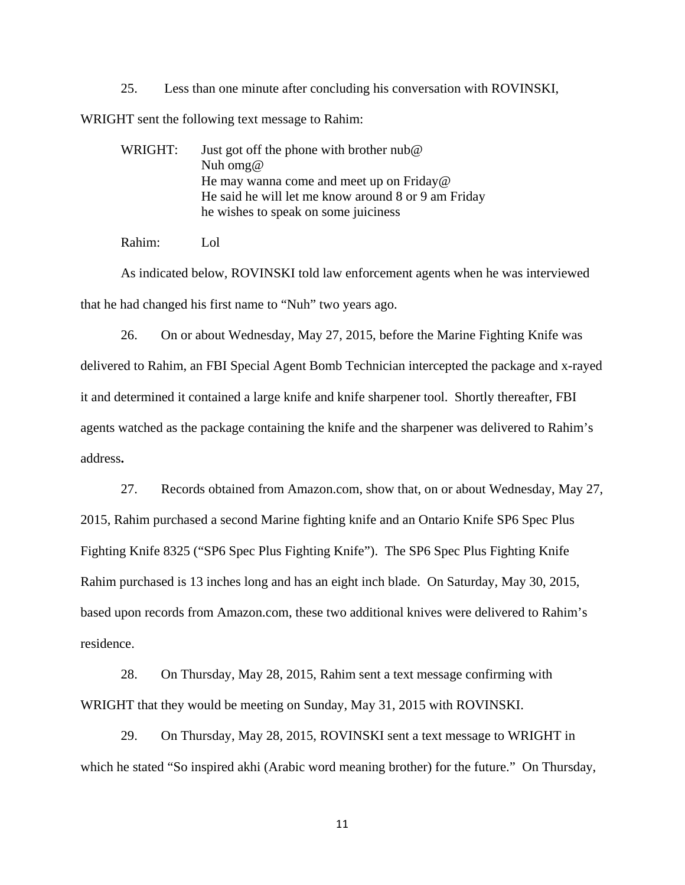25. Less than one minute after concluding his conversation with ROVINSKI, WRIGHT sent the following text message to Rahim:

> WRIGHT: Just got off the phone with brother nub@
> Nuh omg@
> He may wanna come and meet up on Friday@
> He said he will let me know around 8 or 9 am Friday
> he wishes to speak on some juiciness
>
> Rahim: Lol

As indicated below, ROVINSKI told law enforcement agents when he was interviewed that he had changed his first name to "Nuh" two years ago.

26. On or about Wednesday, May 27, 2015, before the Marine Fighting Knife was delivered to Rahim, an FBI Special Agent Bomb Technician intercepted the package and x-rayed it and determined it contained a large knife and knife sharpener tool. Shortly thereafter, FBI agents watched as the package containing the knife and the sharpener was delivered to Rahim's address**.**

27. Records obtained from Amazon.com, show that, on or about Wednesday, May 27, 2015, Rahim purchased a second Marine fighting knife and an Ontario Knife SP6 Spec Plus Fighting Knife 8325 ("SP6 Spec Plus Fighting Knife"). The SP6 Spec Plus Fighting Knife Rahim purchased is 13 inches long and has an eight inch blade. On Saturday, May 30, 2015, based upon records from Amazon.com, these two additional knives were delivered to Rahim's residence.

28. On Thursday, May 28, 2015, Rahim sent a text message confirming with WRIGHT that they would be meeting on Sunday, May 31, 2015 with ROVINSKI.

29. On Thursday, May 28, 2015, ROVINSKI sent a text message to WRIGHT in which he stated "So inspired akhi (Arabic word meaning brother) for the future." On Thursday,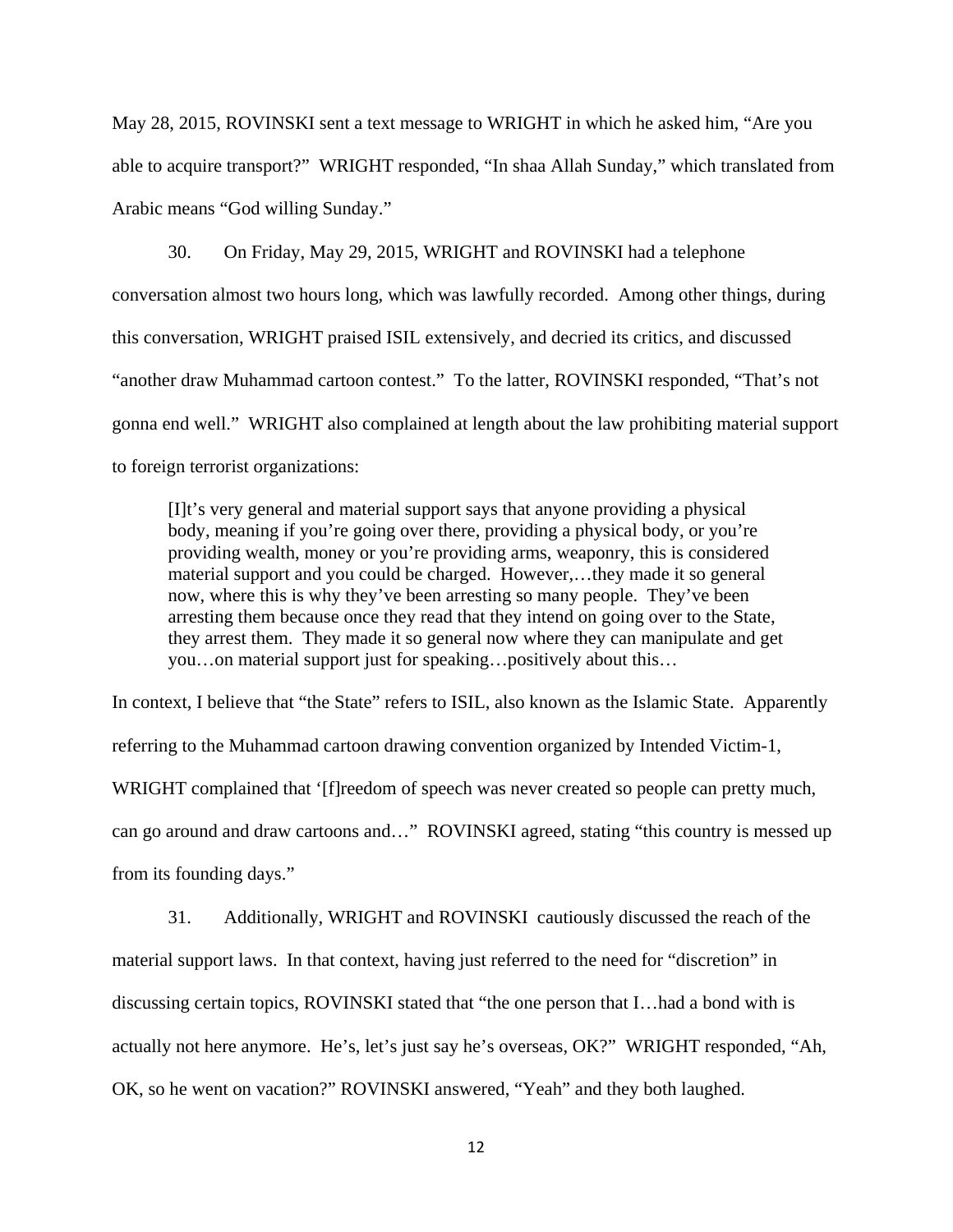May 28, 2015, ROVINSKI sent a text message to WRIGHT in which he asked him, "Are you able to acquire transport?" WRIGHT responded, "In shaa Allah Sunday," which translated from Arabic means "God willing Sunday."

30. On Friday, May 29, 2015, WRIGHT and ROVINSKI had a telephone conversation almost two hours long, which was lawfully recorded. Among other things, during this conversation, WRIGHT praised ISIL extensively, and decried its critics, and discussed "another draw Muhammad cartoon contest." To the latter, ROVINSKI responded, "That's not gonna end well." WRIGHT also complained at length about the law prohibiting material support to foreign terrorist organizations:

> [I]t's very general and material support says that anyone providing a physical body, meaning if you're going over there, providing a physical body, or you're providing wealth, money or you're providing arms, weaponry, this is considered material support and you could be charged. However,…they made it so general now, where this is why they've been arresting so many people. They've been arresting them because once they read that they intend on going over to the State, they arrest them. They made it so general now where they can manipulate and get you…on material support just for speaking…positively about this…

In context, I believe that "the State" refers to ISIL, also known as the Islamic State. Apparently referring to the Muhammad cartoon drawing convention organized by Intended Victim-1, WRIGHT complained that '[f]reedom of speech was never created so people can pretty much, can go around and draw cartoons and…" ROVINSKI agreed, stating "this country is messed up from its founding days."

31. Additionally, WRIGHT and ROVINSKI cautiously discussed the reach of the material support laws. In that context, having just referred to the need for "discretion" in discussing certain topics, ROVINSKI stated that "the one person that I…had a bond with is actually not here anymore. He's, let's just say he's overseas, OK?" WRIGHT responded, "Ah, OK, so he went on vacation?" ROVINSKI answered, "Yeah" and they both laughed.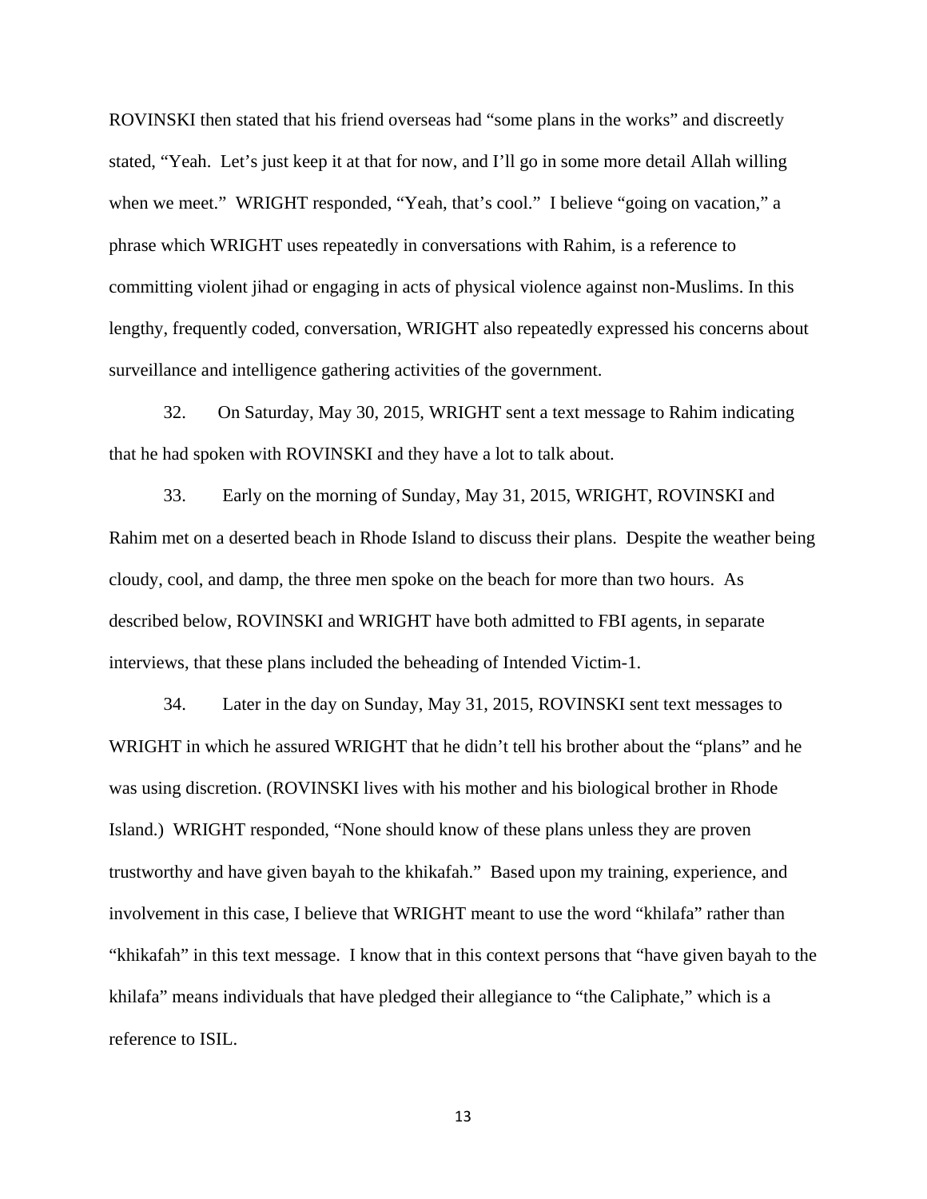ROVINSKI then stated that his friend overseas had "some plans in the works" and discreetly stated, "Yeah. Let's just keep it at that for now, and I'll go in some more detail Allah willing when we meet." WRIGHT responded, "Yeah, that's cool." I believe "going on vacation," a phrase which WRIGHT uses repeatedly in conversations with Rahim, is a reference to committing violent jihad or engaging in acts of physical violence against non-Muslims. In this lengthy, frequently coded, conversation, WRIGHT also repeatedly expressed his concerns about surveillance and intelligence gathering activities of the government.

32. On Saturday, May 30, 2015, WRIGHT sent a text message to Rahim indicating that he had spoken with ROVINSKI and they have a lot to talk about.

33. Early on the morning of Sunday, May 31, 2015, WRIGHT, ROVINSKI and Rahim met on a deserted beach in Rhode Island to discuss their plans. Despite the weather being cloudy, cool, and damp, the three men spoke on the beach for more than two hours. As described below, ROVINSKI and WRIGHT have both admitted to FBI agents, in separate interviews, that these plans included the beheading of Intended Victim-1.

34. Later in the day on Sunday, May 31, 2015, ROVINSKI sent text messages to WRIGHT in which he assured WRIGHT that he didn't tell his brother about the "plans" and he was using discretion. (ROVINSKI lives with his mother and his biological brother in Rhode Island.) WRIGHT responded, "None should know of these plans unless they are proven trustworthy and have given bayah to the khikafah." Based upon my training, experience, and involvement in this case, I believe that WRIGHT meant to use the word "khilafa" rather than "khikafah" in this text message. I know that in this context persons that "have given bayah to the khilafa" means individuals that have pledged their allegiance to "the Caliphate," which is a reference to ISIL.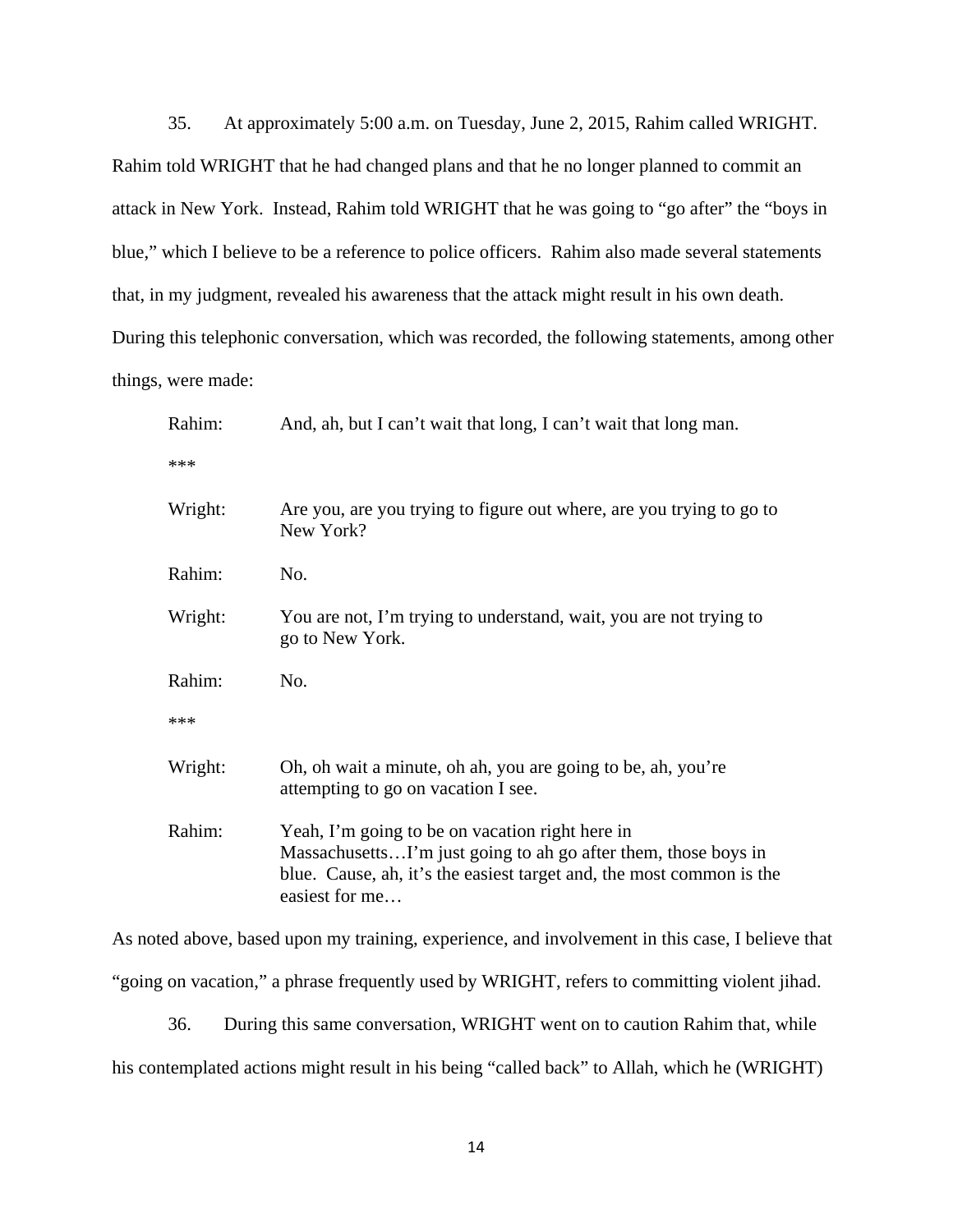35. At approximately 5:00 a.m. on Tuesday, June 2, 2015, Rahim called WRIGHT. Rahim told WRIGHT that he had changed plans and that he no longer planned to commit an attack in New York. Instead, Rahim told WRIGHT that he was going to "go after" the "boys in blue," which I believe to be a reference to police officers. Rahim also made several statements that, in my judgment, revealed his awareness that the attack might result in his own death. During this telephonic conversation, which was recorded, the following statements, among other things, were made:

> Rahim: And, ah, but I can't wait that long, I can't wait that long man.
>
> ***
>
> Wright: Are you, are you trying to figure out where, are you trying to go to New York?
>
> Rahim: No.
>
> Wright: You are not, I'm trying to understand, wait, you are not trying to go to New York.
>
> Rahim: No.
>
> ***
>
> Wright: Oh, oh wait a minute, oh ah, you are going to be, ah, you're attempting to go on vacation I see.
>
> Rahim: Yeah, I'm going to be on vacation right here in Massachusetts…I'm just going to ah go after them, those boys in blue. Cause, ah, it's the easiest target and, the most common is the easiest for me…

As noted above, based upon my training, experience, and involvement in this case, I believe that "going on vacation," a phrase frequently used by WRIGHT, refers to committing violent jihad.

36. During this same conversation, WRIGHT went on to caution Rahim that, while his contemplated actions might result in his being "called back" to Allah, which he (WRIGHT)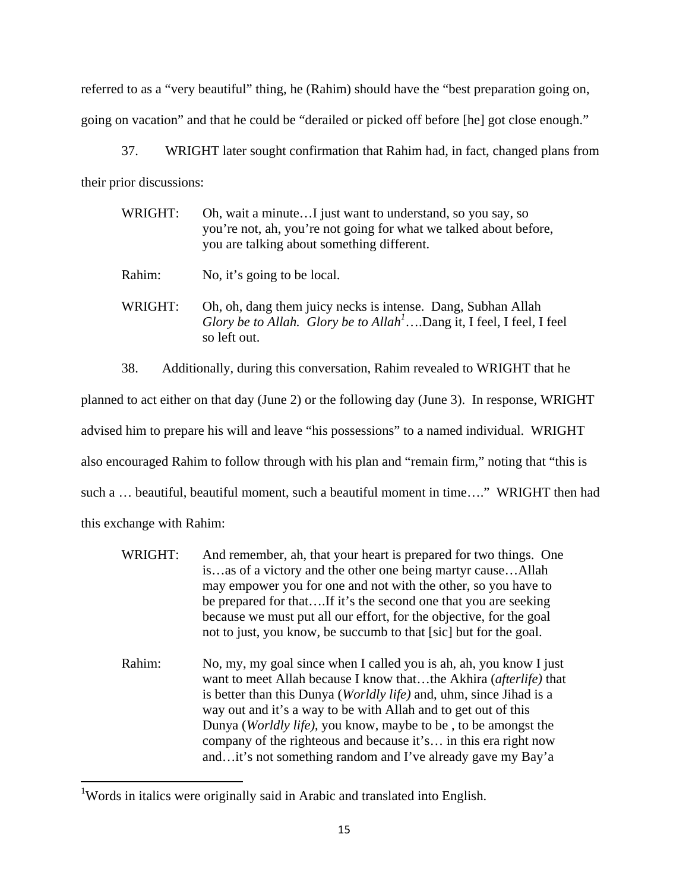referred to as a "very beautiful" thing, he (Rahim) should have the "best preparation going on, going on vacation" and that he could be "derailed or picked off before [he] got close enough."

37. WRIGHT later sought confirmation that Rahim had, in fact, changed plans from their prior discussions:

> WRIGHT: Oh, wait a minute…I just want to understand, so you say, so you're not, ah, you're not going for what we talked about before, you are talking about something different.
>
> Rahim: No, it's going to be local.
>
> WRIGHT: Oh, oh, dang them juicy necks is intense. Dang, Subhan Allah *Glory be to Allah. Glory be to Allah*[1]….Dang it, I feel, I feel, I feel so left out.

38. Additionally, during this conversation, Rahim revealed to WRIGHT that he planned to act either on that day (June 2) or the following day (June 3). In response, WRIGHT advised him to prepare his will and leave "his possessions" to a named individual. WRIGHT also encouraged Rahim to follow through with his plan and "remain firm," noting that "this is such a … beautiful, beautiful moment, such a beautiful moment in time…." WRIGHT then had this exchange with Rahim:

> WRIGHT: And remember, ah, that your heart is prepared for two things. One is…as of a victory and the other one being martyr cause…Allah may empower you for one and not with the other, so you have to be prepared for that….If it's the second one that you are seeking because we must put all our effort, for the objective, for the goal not to just, you know, be succumb to that [sic] but for the goal.
>
> Rahim: No, my, my goal since when I called you is ah, ah, you know I just want to meet Allah because I know that…the Akhira (*afterlife)* that is better than this Dunya (*Worldly life)* and, uhm, since Jihad is a way out and it's a way to be with Allah and to get out of this Dunya (*Worldly life)*, you know, maybe to be , to be amongst the company of the righteous and because it's… in this era right now and…it's not something random and I've already gave my Bay'a

[1]Words in italics were originally said in Arabic and translated into English.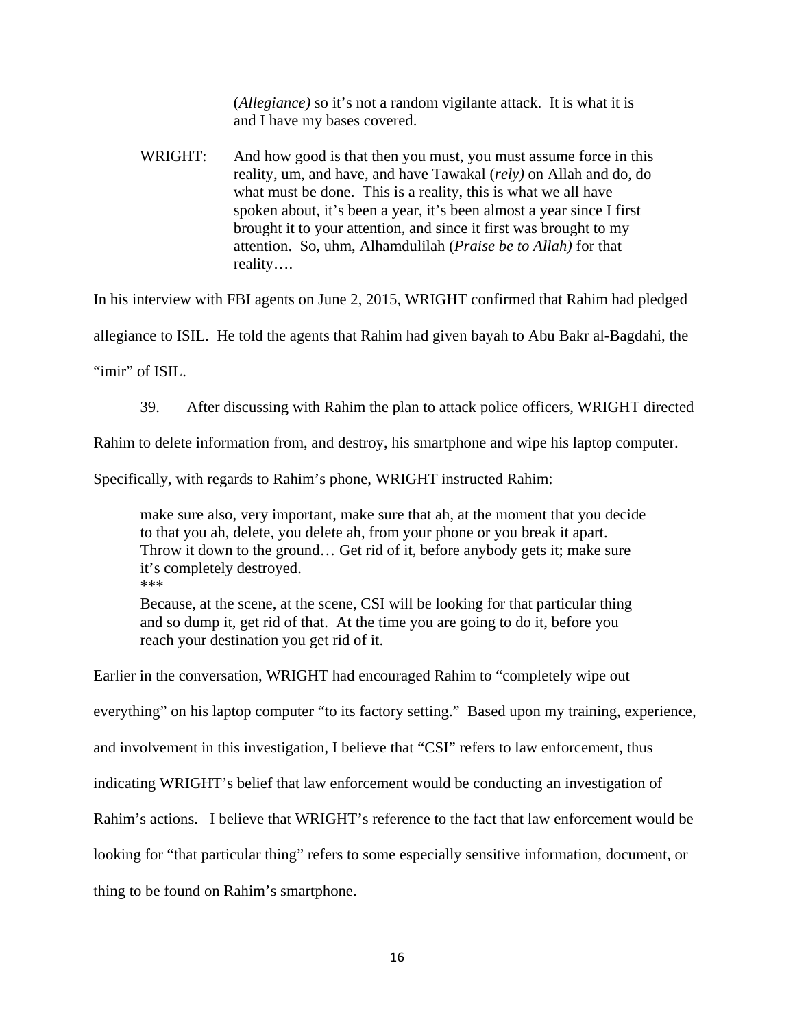> (*Allegiance)* so it's not a random vigilante attack. It is what it is and I have my bases covered.

> WRIGHT: And how good is that then you must, you must assume force in this reality, um, and have, and have Tawakal (*rely)* on Allah and do, do what must be done. This is a reality, this is what we all have spoken about, it's been a year, it's been almost a year since I first brought it to your attention, and since it first was brought to my attention. So, uhm, Alhamdulilah (*Praise be to Allah)* for that reality….

In his interview with FBI agents on June 2, 2015, WRIGHT confirmed that Rahim had pledged allegiance to ISIL. He told the agents that Rahim had given bayah to Abu Bakr al-Bagdahi, the "imir" of ISIL.

39. After discussing with Rahim the plan to attack police officers, WRIGHT directed Rahim to delete information from, and destroy, his smartphone and wipe his laptop computer. Specifically, with regards to Rahim's phone, WRIGHT instructed Rahim:

> make sure also, very important, make sure that ah, at the moment that you decide to that you ah, delete, you delete ah, from your phone or you break it apart. Throw it down to the ground… Get rid of it, before anybody gets it; make sure it's completely destroyed.
>
> \*\*\*
>
> Because, at the scene, at the scene, CSI will be looking for that particular thing and so dump it, get rid of that. At the time you are going to do it, before you reach your destination you get rid of it.

Earlier in the conversation, WRIGHT had encouraged Rahim to "completely wipe out everything" on his laptop computer "to its factory setting." Based upon my training, experience, and involvement in this investigation, I believe that "CSI" refers to law enforcement, thus indicating WRIGHT's belief that law enforcement would be conducting an investigation of Rahim's actions. I believe that WRIGHT's reference to the fact that law enforcement would be looking for "that particular thing" refers to some especially sensitive information, document, or thing to be found on Rahim's smartphone.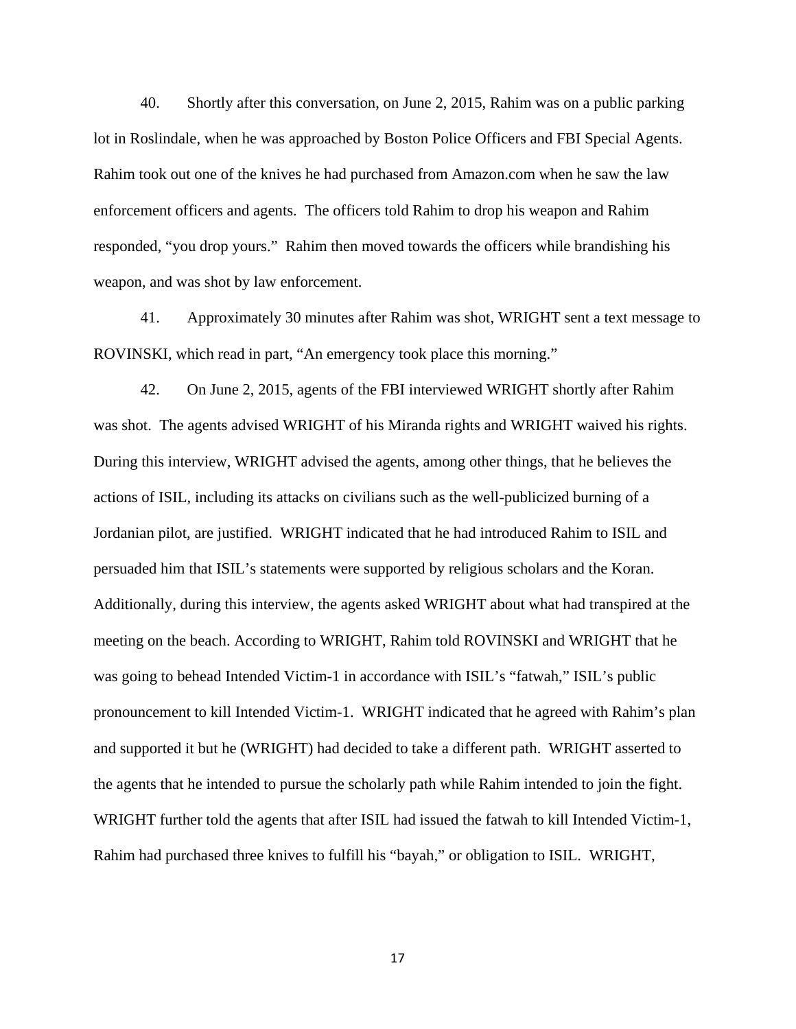40. Shortly after this conversation, on June 2, 2015, Rahim was on a public parking lot in Roslindale, when he was approached by Boston Police Officers and FBI Special Agents. Rahim took out one of the knives he had purchased from Amazon.com when he saw the law enforcement officers and agents. The officers told Rahim to drop his weapon and Rahim responded, "you drop yours." Rahim then moved towards the officers while brandishing his weapon, and was shot by law enforcement.

41. Approximately 30 minutes after Rahim was shot, WRIGHT sent a text message to ROVINSKI, which read in part, "An emergency took place this morning."

42. On June 2, 2015, agents of the FBI interviewed WRIGHT shortly after Rahim was shot. The agents advised WRIGHT of his Miranda rights and WRIGHT waived his rights. During this interview, WRIGHT advised the agents, among other things, that he believes the actions of ISIL, including its attacks on civilians such as the well-publicized burning of a Jordanian pilot, are justified. WRIGHT indicated that he had introduced Rahim to ISIL and persuaded him that ISIL's statements were supported by religious scholars and the Koran. Additionally, during this interview, the agents asked WRIGHT about what had transpired at the meeting on the beach. According to WRIGHT, Rahim told ROVINSKI and WRIGHT that he was going to behead Intended Victim-1 in accordance with ISIL's "fatwah," ISIL's public pronouncement to kill Intended Victim-1. WRIGHT indicated that he agreed with Rahim's plan and supported it but he (WRIGHT) had decided to take a different path. WRIGHT asserted to the agents that he intended to pursue the scholarly path while Rahim intended to join the fight. WRIGHT further told the agents that after ISIL had issued the fatwah to kill Intended Victim-1, Rahim had purchased three knives to fulfill his "bayah," or obligation to ISIL. WRIGHT,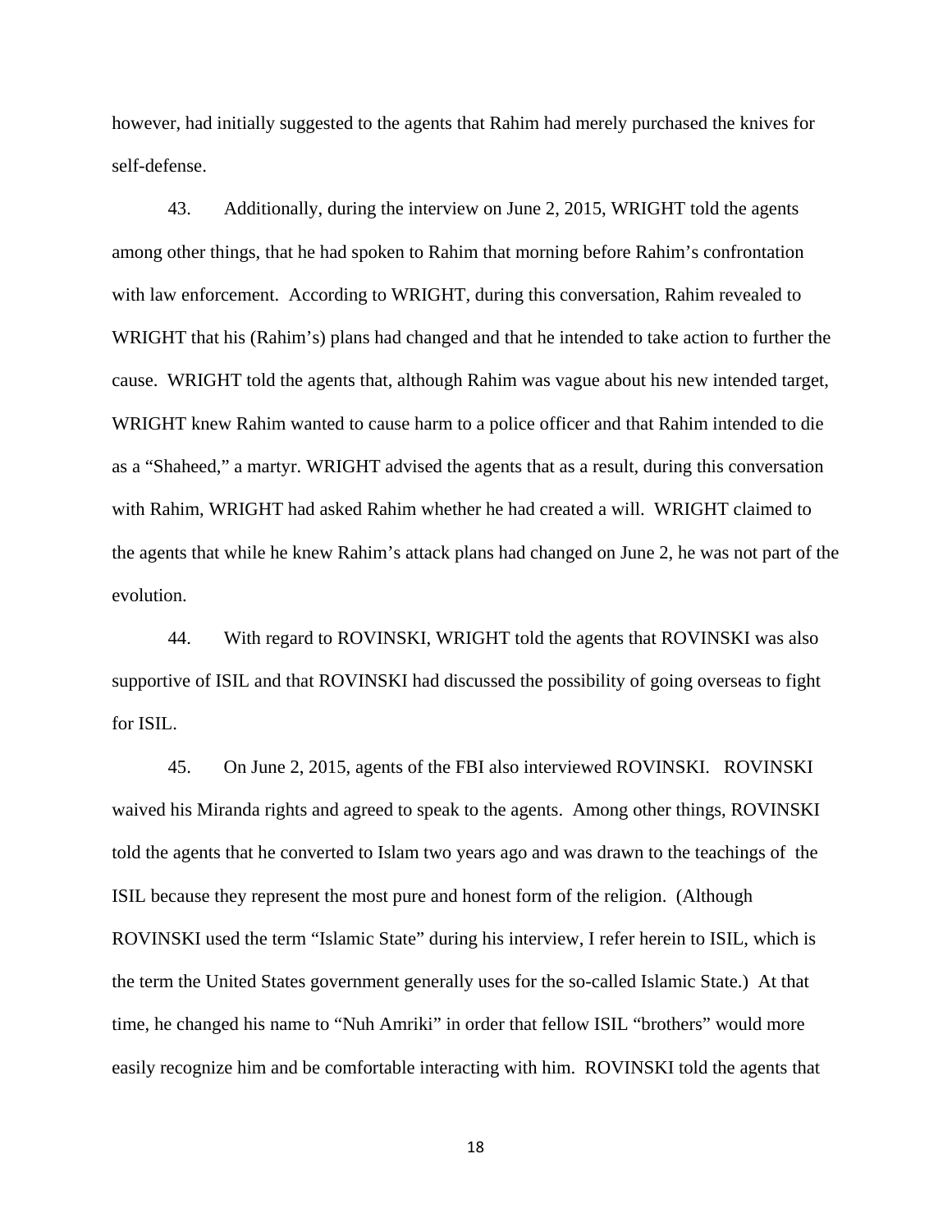however, had initially suggested to the agents that Rahim had merely purchased the knives for self-defense.

43. Additionally, during the interview on June 2, 2015, WRIGHT told the agents among other things, that he had spoken to Rahim that morning before Rahim's confrontation with law enforcement. According to WRIGHT, during this conversation, Rahim revealed to WRIGHT that his (Rahim's) plans had changed and that he intended to take action to further the cause. WRIGHT told the agents that, although Rahim was vague about his new intended target, WRIGHT knew Rahim wanted to cause harm to a police officer and that Rahim intended to die as a "Shaheed," a martyr. WRIGHT advised the agents that as a result, during this conversation with Rahim, WRIGHT had asked Rahim whether he had created a will. WRIGHT claimed to the agents that while he knew Rahim's attack plans had changed on June 2, he was not part of the evolution.

44. With regard to ROVINSKI, WRIGHT told the agents that ROVINSKI was also supportive of ISIL and that ROVINSKI had discussed the possibility of going overseas to fight for ISIL.

45. On June 2, 2015, agents of the FBI also interviewed ROVINSKI. ROVINSKI waived his Miranda rights and agreed to speak to the agents. Among other things, ROVINSKI told the agents that he converted to Islam two years ago and was drawn to the teachings of the ISIL because they represent the most pure and honest form of the religion. (Although ROVINSKI used the term "Islamic State" during his interview, I refer herein to ISIL, which is the term the United States government generally uses for the so-called Islamic State.) At that time, he changed his name to "Nuh Amriki" in order that fellow ISIL "brothers" would more easily recognize him and be comfortable interacting with him. ROVINSKI told the agents that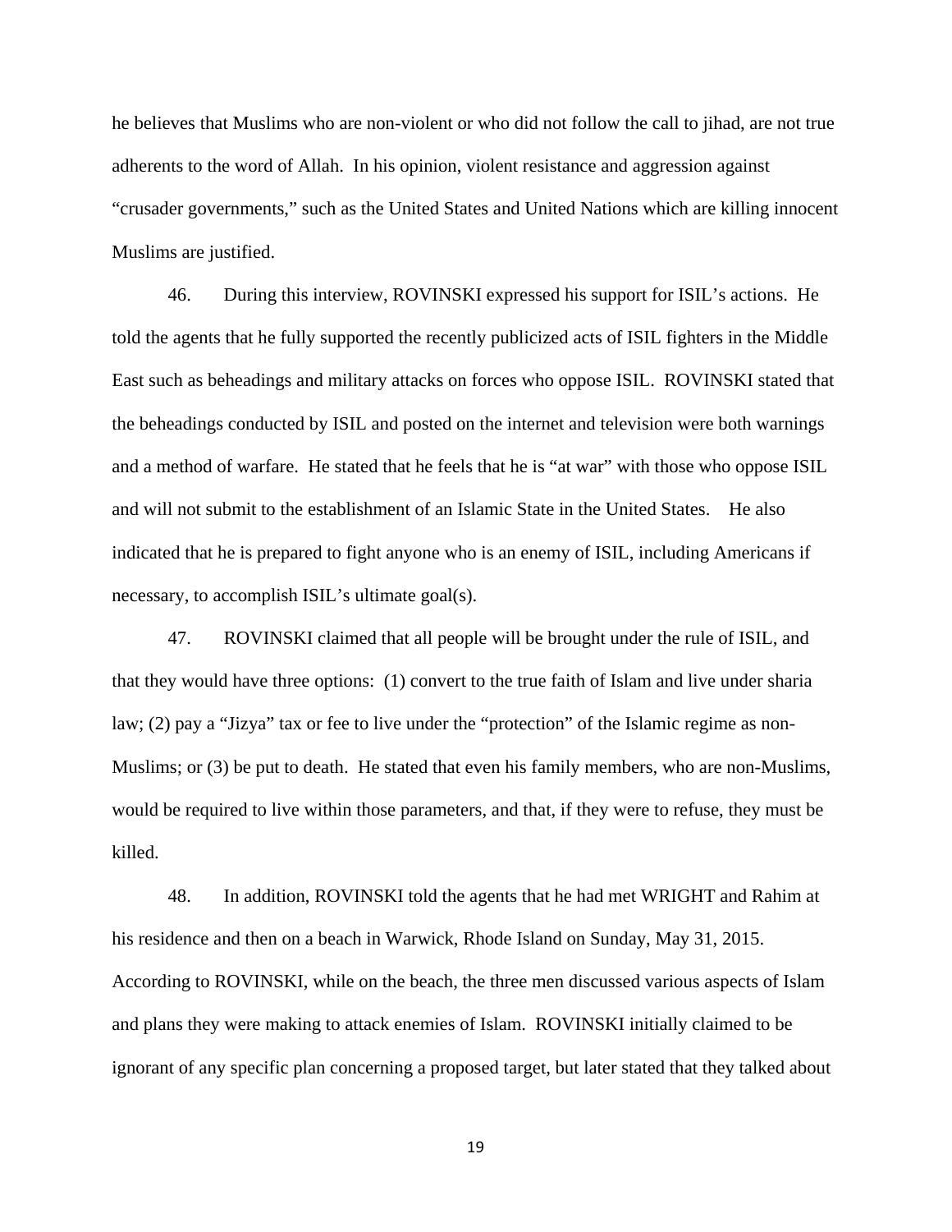he believes that Muslims who are non-violent or who did not follow the call to jihad, are not true adherents to the word of Allah. In his opinion, violent resistance and aggression against "crusader governments," such as the United States and United Nations which are killing innocent Muslims are justified.

46. During this interview, ROVINSKI expressed his support for ISIL's actions. He told the agents that he fully supported the recently publicized acts of ISIL fighters in the Middle East such as beheadings and military attacks on forces who oppose ISIL. ROVINSKI stated that the beheadings conducted by ISIL and posted on the internet and television were both warnings and a method of warfare. He stated that he feels that he is "at war" with those who oppose ISIL and will not submit to the establishment of an Islamic State in the United States. He also indicated that he is prepared to fight anyone who is an enemy of ISIL, including Americans if necessary, to accomplish ISIL's ultimate goal(s).

47. ROVINSKI claimed that all people will be brought under the rule of ISIL, and that they would have three options: (1) convert to the true faith of Islam and live under sharia law; (2) pay a "Jizya" tax or fee to live under the "protection" of the Islamic regime as non-Muslims; or (3) be put to death. He stated that even his family members, who are non-Muslims, would be required to live within those parameters, and that, if they were to refuse, they must be killed.

48. In addition, ROVINSKI told the agents that he had met WRIGHT and Rahim at his residence and then on a beach in Warwick, Rhode Island on Sunday, May 31, 2015. According to ROVINSKI, while on the beach, the three men discussed various aspects of Islam and plans they were making to attack enemies of Islam. ROVINSKI initially claimed to be ignorant of any specific plan concerning a proposed target, but later stated that they talked about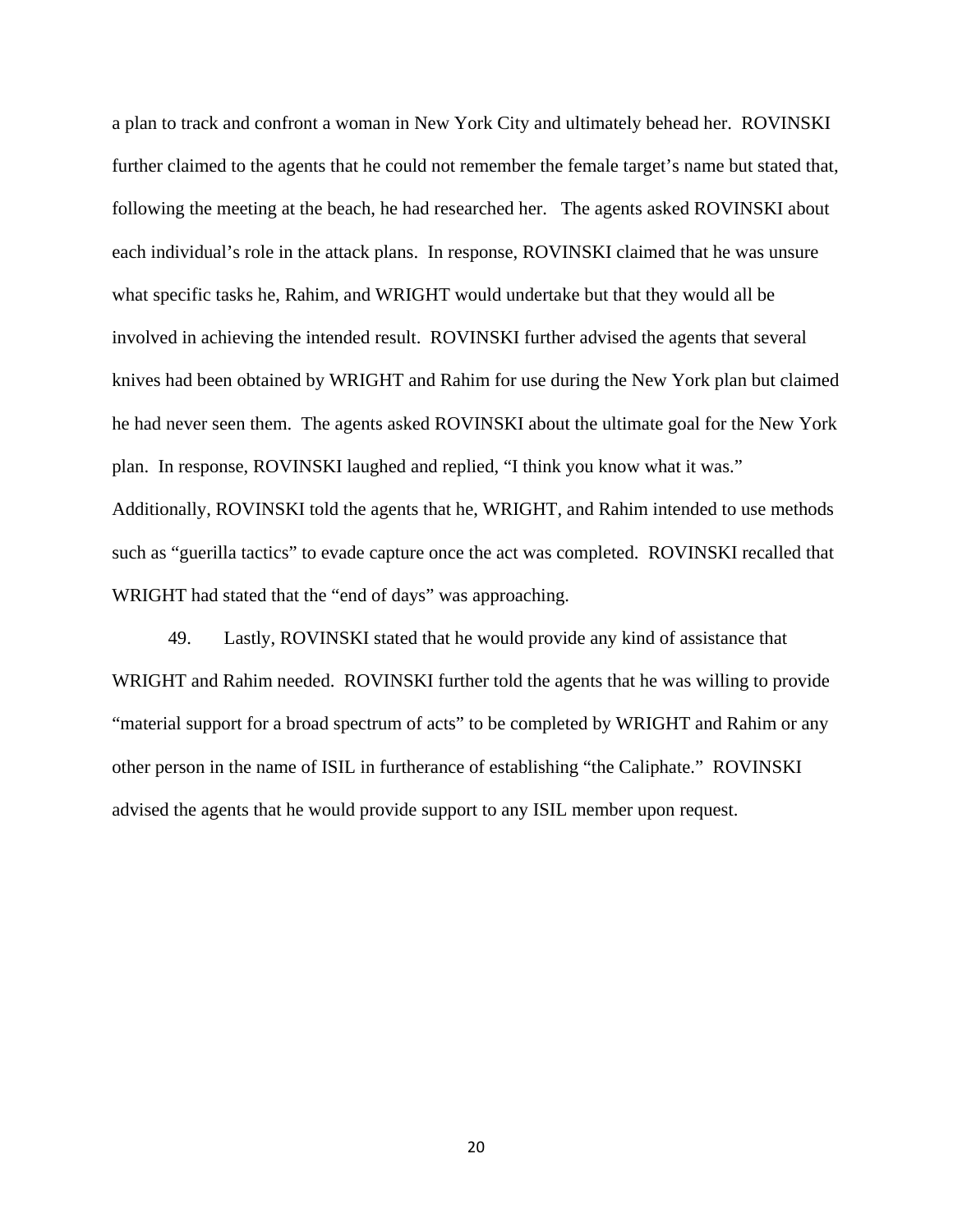a plan to track and confront a woman in New York City and ultimately behead her. ROVINSKI further claimed to the agents that he could not remember the female target's name but stated that, following the meeting at the beach, he had researched her. The agents asked ROVINSKI about each individual's role in the attack plans. In response, ROVINSKI claimed that he was unsure what specific tasks he, Rahim, and WRIGHT would undertake but that they would all be involved in achieving the intended result. ROVINSKI further advised the agents that several knives had been obtained by WRIGHT and Rahim for use during the New York plan but claimed he had never seen them. The agents asked ROVINSKI about the ultimate goal for the New York plan. In response, ROVINSKI laughed and replied, "I think you know what it was." Additionally, ROVINSKI told the agents that he, WRIGHT, and Rahim intended to use methods such as "guerilla tactics" to evade capture once the act was completed. ROVINSKI recalled that WRIGHT had stated that the "end of days" was approaching.

49. Lastly, ROVINSKI stated that he would provide any kind of assistance that WRIGHT and Rahim needed. ROVINSKI further told the agents that he was willing to provide "material support for a broad spectrum of acts" to be completed by WRIGHT and Rahim or any other person in the name of ISIL in furtherance of establishing "the Caliphate." ROVINSKI advised the agents that he would provide support to any ISIL member upon request.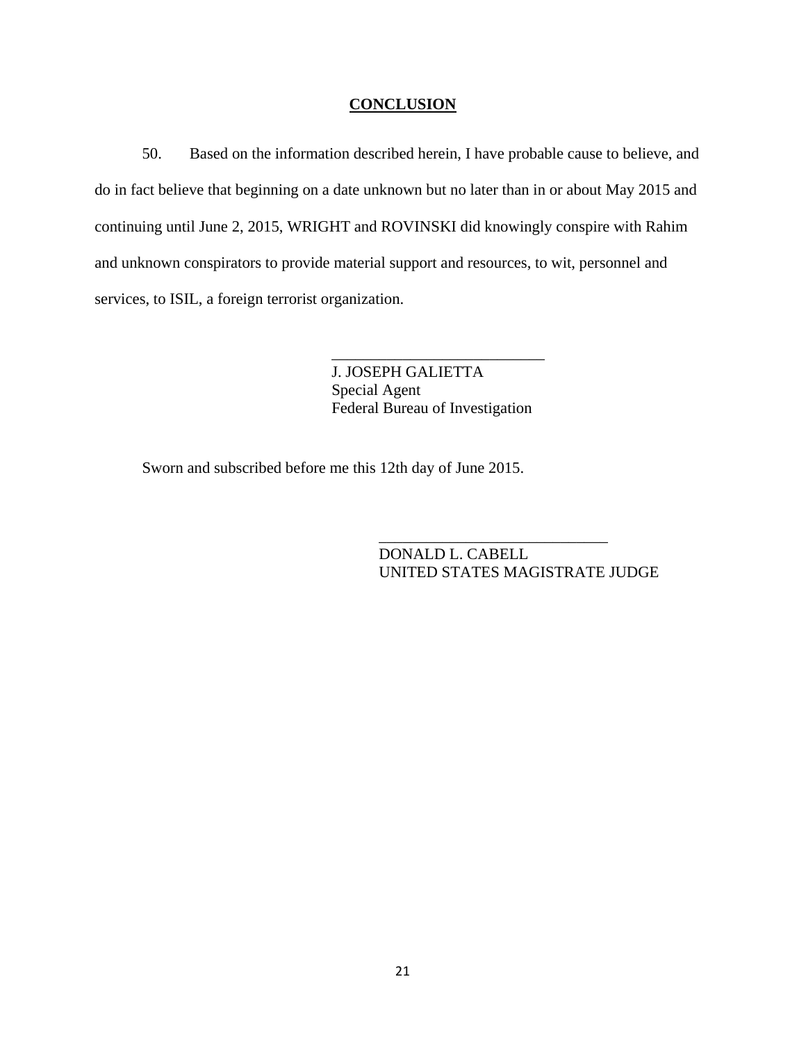## CONCLUSION

50. Based on the information described herein, I have probable cause to believe, and do in fact believe that beginning on a date unknown but no later than in or about May 2015 and continuing until June 2, 2015, WRIGHT and ROVINSKI did knowingly conspire with Rahim and unknown conspirators to provide material support and resources, to wit, personnel and services, to ISIL, a foreign terrorist organization.

\_\_\_\_\_\_\_\_\_\_\_\_\_\_\_\_\_\_\_\_\_\_\_\_\_\_\_\_
J. JOSEPH GALIETTA
Special Agent
Federal Bureau of Investigation

Sworn and subscribed before me this 12th day of June 2015.

\_\_\_\_\_\_\_\_\_\_\_\_\_\_\_\_\_\_\_\_\_\_\_\_\_\_\_\_
DONALD L. CABELL
UNITED STATES MAGISTRATE JUDGE